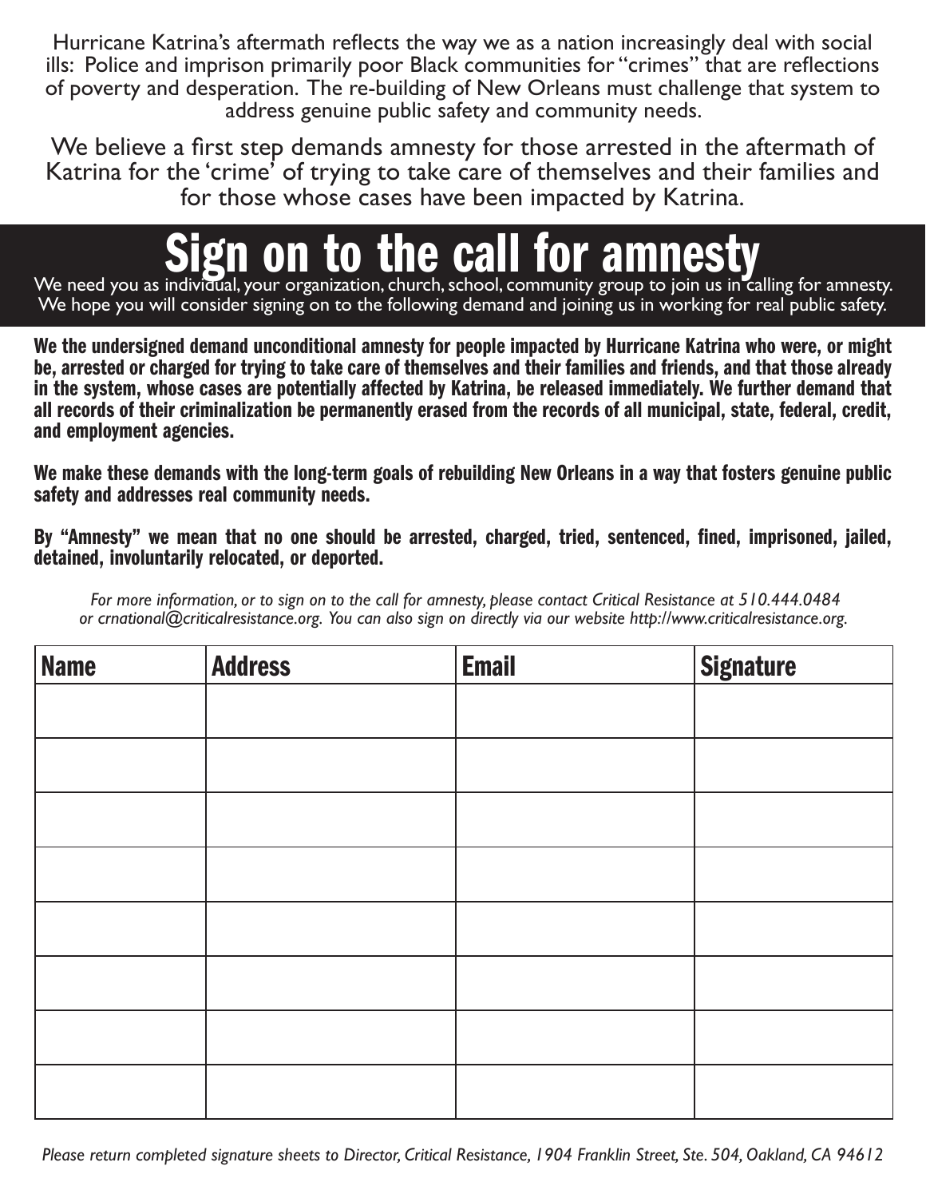Hurricane Katrina's aftermath reflects the way we as a nation increasingly deal with social ills: Police and imprison primarily poor Black communities for "crimes" that are reflections of poverty and desperation. The re-building of New Orleans must challenge that system to address genuine public safety and community needs.

We believe a first step demands amnesty for those arrested in the aftermath of Katrina for the 'crime' of trying to take care of themselves and their families and for those whose cases have been impacted by Katrina.

# Sign on to the call for amnesty

We need you as individual, your organization, church, school, community group to join us in calling for amnesty. We hope you will consider signing on to the following demand and joining us in working for real public safety.

**We the undersigned demand unconditional amnesty for people impacted by Hurricane Katrina who were, or might be, arrested or charged for trying to take care of themselves and their families and friends, and that those already in the system, whose cases are potentially affected by Katrina, be released immediately. We further demand that all records of their criminalization be permanently erased from the records of all municipal, state, federal, credit, and employment agencies.**

**We make these demands with the long-term goals of rebuilding New Orleans in a way that fosters genuine public safety and addresses real community needs.**

**By "Amnesty" we mean that no one should be arrested, charged, tried, sentenced, fined, imprisoned, jailed, detained, involuntarily relocated, or deported.**

*For more information, or to sign on to the call for amnesty, please contact Critical Resistance at 510.444.0484 or crnational@criticalresistance.org. You can also sign on directly via our website http://www.criticalresistance.org.*

| Name | Address | Email | Signature |
| --- | --- | --- | --- |
| | | | |
| | | | |
| | | | |
| | | | |
| | | | |
| | | | |
| | | | |
| | | | |

*Please return completed signature sheets to Director, Critical Resistance, 1904 Franklin Street, Ste. 504, Oakland, CA 94612*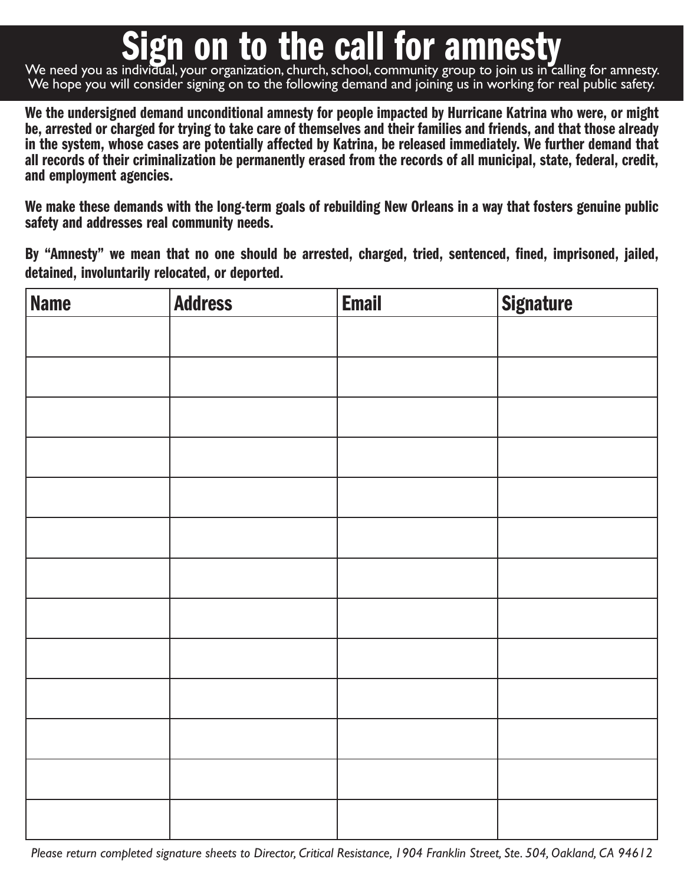# Sign on to the call for amnesty

We need you as individual, your organization, church, school, community group to join us in calling for amnesty. We hope you will consider signing on to the following demand and joining us in working for real public safety.

**We the undersigned demand unconditional amnesty for people impacted by Hurricane Katrina who were, or might be, arrested or charged for trying to take care of themselves and their families and friends, and that those already in the system, whose cases are potentially affected by Katrina, be released immediately. We further demand that all records of their criminalization be permanently erased from the records of all municipal, state, federal, credit, and employment agencies.**

**We make these demands with the long-term goals of rebuilding New Orleans in a way that fosters genuine public safety and addresses real community needs.**

**By "Amnesty" we mean that no one should be arrested, charged, tried, sentenced, fined, imprisoned, jailed, detained, involuntarily relocated, or deported.**

| Name | Address | Email | Signature |
|---|---|---|---|
| | | | |
| | | | |
| | | | |
| | | | |
| | | | |
| | | | |
| | | | |
| | | | |
| | | | |
| | | | |
| | | | |
| | | | |
| | | | |

*Please return completed signature sheets to Director, Critical Resistance, 1904 Franklin Street, Ste. 504, Oakland, CA 94612*